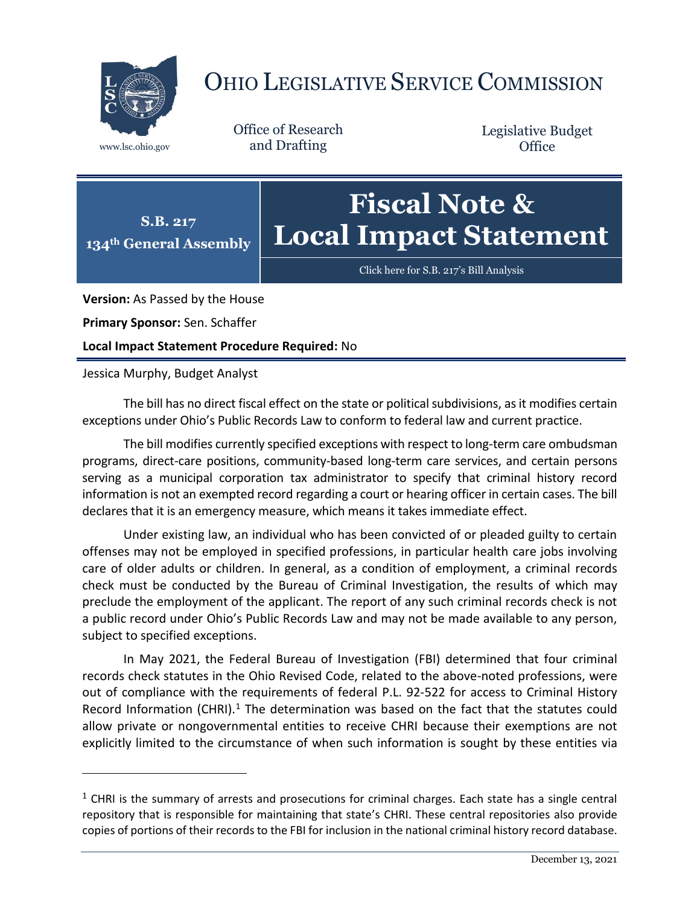# OHIO LEGISLATIVE SERVICE COMMISSION

www.lsc.ohio.gov

Office of Research and Drafting

Legislative Budget Office

**S.B. 217**
**134th General Assembly**

# Fiscal Note & Local Impact Statement

Click here for S.B. 217's Bill Analysis

**Version:** As Passed by the House

**Primary Sponsor:** Sen. Schaffer

**Local Impact Statement Procedure Required:** No

Jessica Murphy, Budget Analyst

The bill has no direct fiscal effect on the state or political subdivisions, as it modifies certain exceptions under Ohio's Public Records Law to conform to federal law and current practice.

The bill modifies currently specified exceptions with respect to long-term care ombudsman programs, direct-care positions, community-based long-term care services, and certain persons serving as a municipal corporation tax administrator to specify that criminal history record information is not an exempted record regarding a court or hearing officer in certain cases. The bill declares that it is an emergency measure, which means it takes immediate effect.

Under existing law, an individual who has been convicted of or pleaded guilty to certain offenses may not be employed in specified professions, in particular health care jobs involving care of older adults or children. In general, as a condition of employment, a criminal records check must be conducted by the Bureau of Criminal Investigation, the results of which may preclude the employment of the applicant. The report of any such criminal records check is not a public record under Ohio's Public Records Law and may not be made available to any person, subject to specified exceptions.

In May 2021, the Federal Bureau of Investigation (FBI) determined that four criminal records check statutes in the Ohio Revised Code, related to the above-noted professions, were out of compliance with the requirements of federal P.L. 92-522 for access to Criminal History Record Information (CHRI).[1] The determination was based on the fact that the statutes could allow private or nongovernmental entities to receive CHRI because their exemptions are not explicitly limited to the circumstance of when such information is sought by these entities via

[1] CHRI is the summary of arrests and prosecutions for criminal charges. Each state has a single central repository that is responsible for maintaining that state's CHRI. These central repositories also provide copies of portions of their records to the FBI for inclusion in the national criminal history record database.

December 13, 2021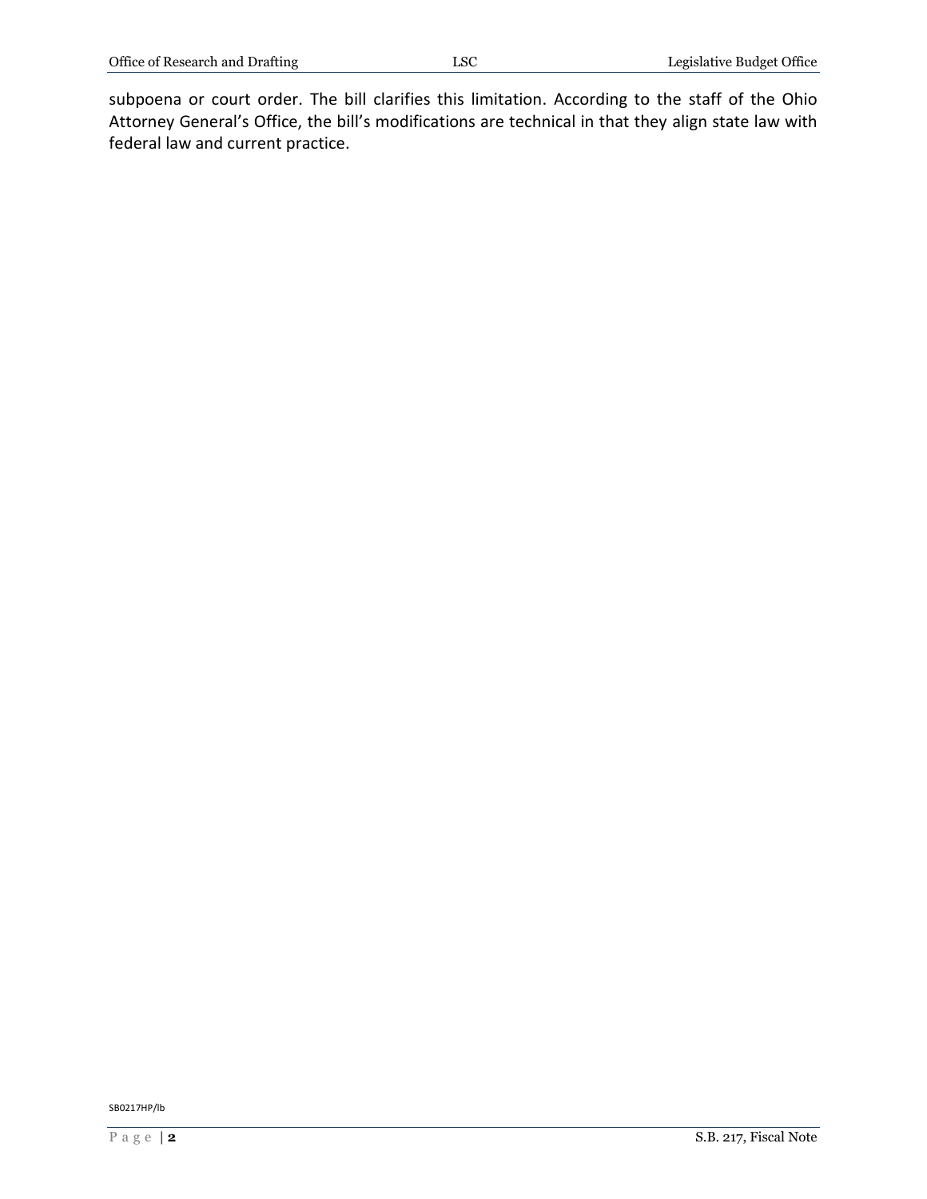subpoena or court order. The bill clarifies this limitation. According to the staff of the Ohio Attorney General's Office, the bill's modifications are technical in that they align state law with federal law and current practice.

SB0217HP/lb